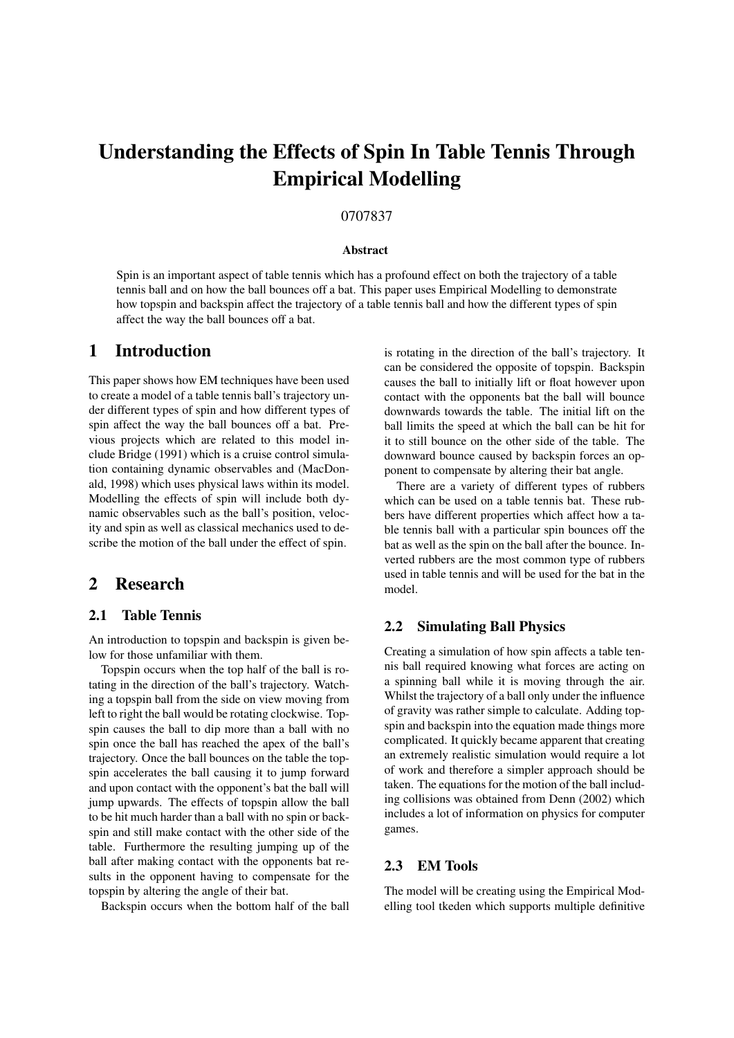# Understanding the Effects of Spin In Table Tennis Through Empirical Modelling

0707837

**Abstract**

Spin is an important aspect of table tennis which has a profound effect on both the trajectory of a table tennis ball and on how the ball bounces off a bat. This paper uses Empirical Modelling to demonstrate how topspin and backspin affect the trajectory of a table tennis ball and how the different types of spin affect the way the ball bounces off a bat.

## 1 Introduction

This paper shows how EM techniques have been used to create a model of a table tennis ball's trajectory under different types of spin and how different types of spin affect the way the ball bounces off a bat. Previous projects which are related to this model include Bridge (1991) which is a cruise control simulation containing dynamic observables and (MacDonald, 1998) which uses physical laws within its model. Modelling the effects of spin will include both dynamic observables such as the ball's position, velocity and spin as well as classical mechanics used to describe the motion of the ball under the effect of spin.

## 2 Research

### 2.1 Table Tennis

An introduction to topspin and backspin is given below for those unfamiliar with them.

Topspin occurs when the top half of the ball is rotating in the direction of the ball's trajectory. Watching a topspin ball from the side on view moving from left to right the ball would be rotating clockwise. Topspin causes the ball to dip more than a ball with no spin once the ball has reached the apex of the ball's trajectory. Once the ball bounces on the table the topspin accelerates the ball causing it to jump forward and upon contact with the opponent's bat the ball will jump upwards. The effects of topspin allow the ball to be hit much harder than a ball with no spin or backspin and still make contact with the other side of the table. Furthermore the resulting jumping up of the ball after making contact with the opponents bat results in the opponent having to compensate for the topspin by altering the angle of their bat.

Backspin occurs when the bottom half of the ball is rotating in the direction of the ball's trajectory. It can be considered the opposite of topspin. Backspin causes the ball to initially lift or float however upon contact with the opponents bat the ball will bounce downwards towards the table. The initial lift on the ball limits the speed at which the ball can be hit for it to still bounce on the other side of the table. The downward bounce caused by backspin forces an opponent to compensate by altering their bat angle.

There are a variety of different types of rubbers which can be used on a table tennis bat. These rubbers have different properties which affect how a table tennis ball with a particular spin bounces off the bat as well as the spin on the ball after the bounce. Inverted rubbers are the most common type of rubbers used in table tennis and will be used for the bat in the model.

### 2.2 Simulating Ball Physics

Creating a simulation of how spin affects a table tennis ball required knowing what forces are acting on a spinning ball while it is moving through the air. Whilst the trajectory of a ball only under the influence of gravity was rather simple to calculate. Adding topspin and backspin into the equation made things more complicated. It quickly became apparent that creating an extremely realistic simulation would require a lot of work and therefore a simpler approach should be taken. The equations for the motion of the ball including collisions was obtained from Denn (2002) which includes a lot of information on physics for computer games.

### 2.3 EM Tools

The model will be creating using the Empirical Modelling tool tkeden which supports multiple definitive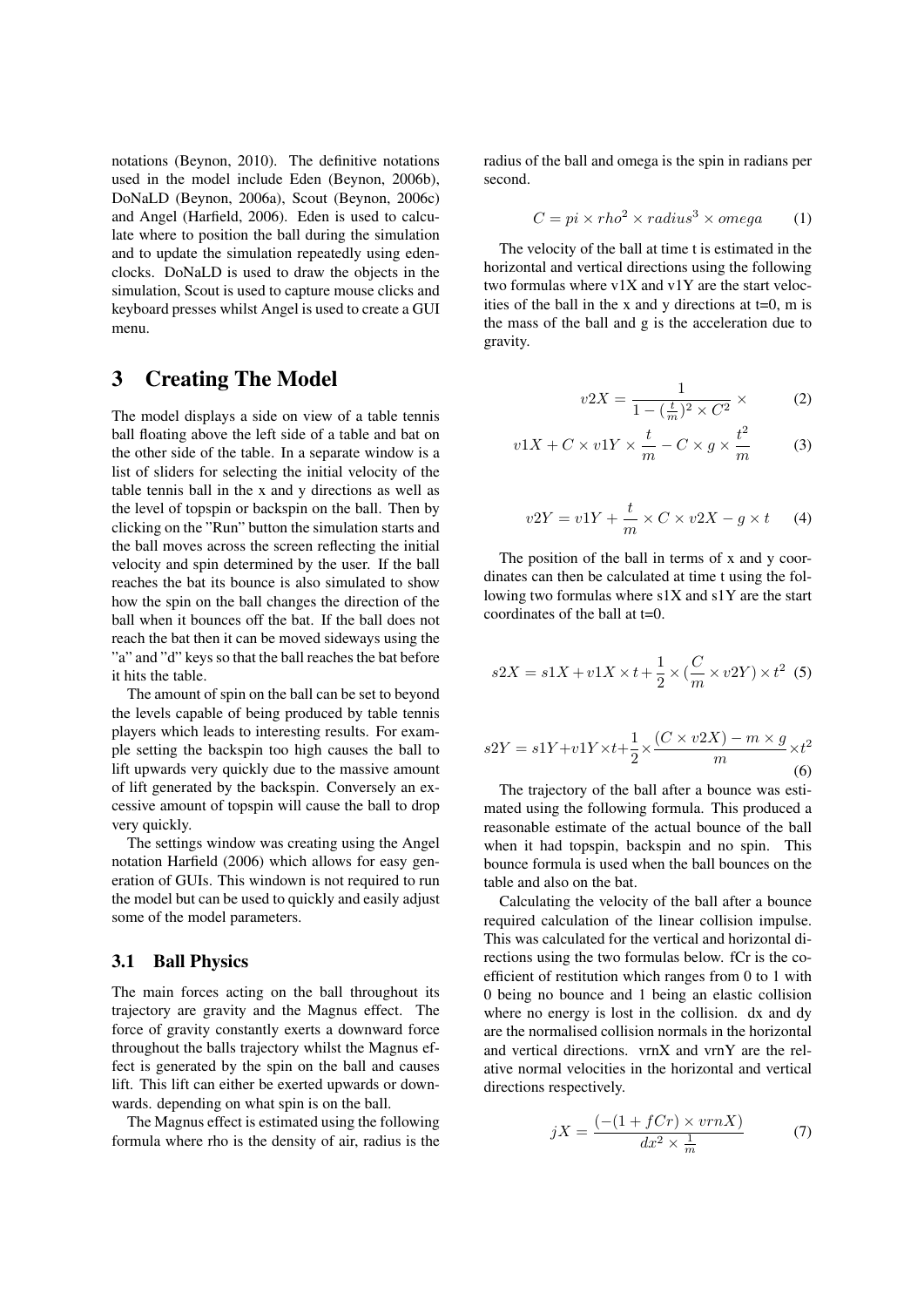notations (Beynon, 2010). The definitive notations used in the model include Eden (Beynon, 2006b), DoNaLD (Beynon, 2006a), Scout (Beynon, 2006c) and Angel (Harfield, 2006). Eden is used to calculate where to position the ball during the simulation and to update the simulation repeatedly using edenclocks. DoNaLD is used to draw the objects in the simulation, Scout is used to capture mouse clicks and keyboard presses whilst Angel is used to create a GUI menu.

## 3 Creating The Model

The model displays a side on view of a table tennis ball floating above the left side of a table and bat on the other side of the table. In a separate window is a list of sliders for selecting the initial velocity of the table tennis ball in the x and y directions as well as the level of topspin or backspin on the ball. Then by clicking on the "Run" button the simulation starts and the ball moves across the screen reflecting the initial velocity and spin determined by the user. If the ball reaches the bat its bounce is also simulated to show how the spin on the ball changes the direction of the ball when it bounces off the bat. If the ball does not reach the bat then it can be moved sideways using the "a" and "d" keys so that the ball reaches the bat before it hits the table.

The amount of spin on the ball can be set to beyond the levels capable of being produced by table tennis players which leads to interesting results. For example setting the backspin too high causes the ball to lift upwards very quickly due to the massive amount of lift generated by the backspin. Conversely an excessive amount of topspin will cause the ball to drop very quickly.

The settings window was creating using the Angel notation Harfield (2006) which allows for easy generation of GUIs. This windown is not required to run the model but can be used to quickly and easily adjust some of the model parameters.

### 3.1 Ball Physics

The main forces acting on the ball throughout its trajectory are gravity and the Magnus effect. The force of gravity constantly exerts a downward force throughout the balls trajectory whilst the Magnus effect is generated by the spin on the ball and causes lift. This lift can either be exerted upwards or downwards. depending on what spin is on the ball.

The Magnus effect is estimated using the following formula where rho is the density of air, radius is the radius of the ball and omega is the spin in radians per second.

$$C = pi \times rho^2 \times radius^3 \times omega \quad (1)$$

The velocity of the ball at time t is estimated in the horizontal and vertical directions using the following two formulas where v1X and v1Y are the start velocities of the ball in the x and y directions at t=0, m is the mass of the ball and g is the acceleration due to gravity.

$$v2X = \frac{1}{1 - (\frac{t}{m})^2 \times C^2} \times \quad (2)$$

$$v1X + C \times v1Y \times \frac{t}{m} - C \times g \times \frac{t^2}{m} \quad (3)$$

$$v2Y = v1Y + \frac{t}{m} \times C \times v2X - g \times t \quad (4)$$

The position of the ball in terms of x and y coordinates can then be calculated at time t using the following two formulas where s1X and s1Y are the start coordinates of the ball at t=0.

$$s2X = s1X + v1X \times t + \frac{1}{2} \times (\frac{C}{m} \times v2Y) \times t^2 \quad (5)$$

$$s2Y = s1Y + v1Y \times t + \frac{1}{2} \times \frac{(C \times v2X) - m \times g}{m} \times t^2 \quad (6)$$

The trajectory of the ball after a bounce was estimated using the following formula. This produced a reasonable estimate of the actual bounce of the ball when it had topspin, backspin and no spin. This bounce formula is used when the ball bounces on the table and also on the bat.

Calculating the velocity of the ball after a bounce required calculation of the linear collision impulse. This was calculated for the vertical and horizontal directions using the two formulas below. fCr is the coefficient of restitution which ranges from 0 to 1 with 0 being no bounce and 1 being an elastic collision where no energy is lost in the collision. dx and dy are the normalised collision normals in the horizontal and vertical directions. vrnX and vrnY are the relative normal velocities in the horizontal and vertical directions respectively.

$$jX = \frac{(-(1 + fCr) \times vrnX)}{dx^2 \times \frac{1}{m}} \quad (7)$$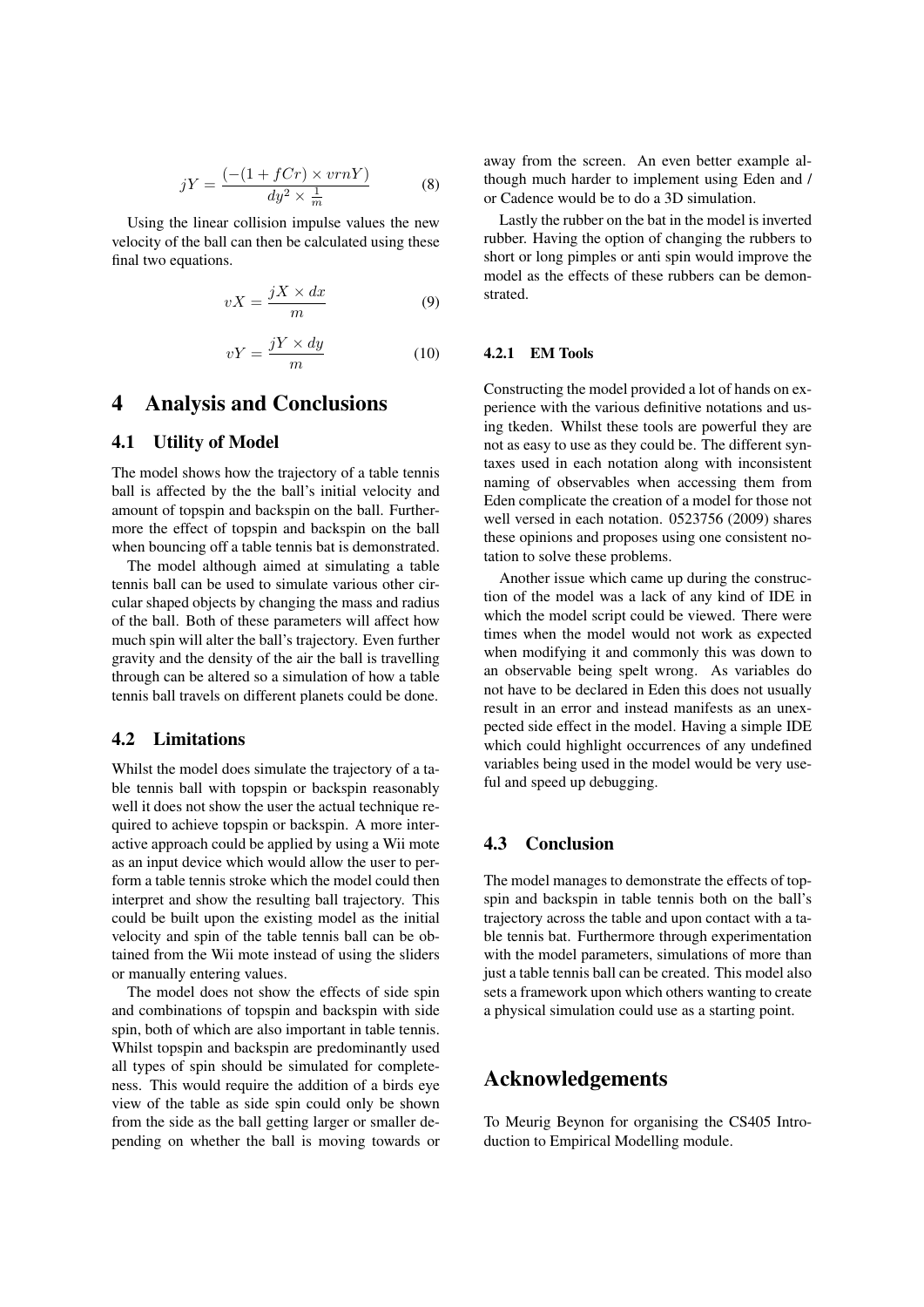$$jY = \frac{(-(1 + fCr) \times vrnY)}{dy^2 \times \frac{1}{m}} \tag{8}$$

Using the linear collision impulse values the new velocity of the ball can then be calculated using these final two equations.

$$vX = \frac{jX \times dx}{m} \tag{9}$$

$$vY = \frac{jY \times dy}{m} \tag{10}$$

# 4 Analysis and Conclusions

## 4.1 Utility of Model

The model shows how the trajectory of a table tennis ball is affected by the the ball's initial velocity and amount of topspin and backspin on the ball. Furthermore the effect of topspin and backspin on the ball when bouncing off a table tennis bat is demonstrated.

The model although aimed at simulating a table tennis ball can be used to simulate various other circular shaped objects by changing the mass and radius of the ball. Both of these parameters will affect how much spin will alter the ball's trajectory. Even further gravity and the density of the air the ball is travelling through can be altered so a simulation of how a table tennis ball travels on different planets could be done.

## 4.2 Limitations

Whilst the model does simulate the trajectory of a table tennis ball with topspin or backspin reasonably well it does not show the user the actual technique required to achieve topspin or backspin. A more interactive approach could be applied by using a Wii mote as an input device which would allow the user to perform a table tennis stroke which the model could then interpret and show the resulting ball trajectory. This could be built upon the existing model as the initial velocity and spin of the table tennis ball can be obtained from the Wii mote instead of using the sliders or manually entering values.

The model does not show the effects of side spin and combinations of topspin and backspin with side spin, both of which are also important in table tennis. Whilst topspin and backspin are predominantly used all types of spin should be simulated for completeness. This would require the addition of a birds eye view of the table as side spin could only be shown from the side as the ball getting larger or smaller depending on whether the ball is moving towards or away from the screen. An even better example although much harder to implement using Eden and / or Cadence would be to do a 3D simulation.

Lastly the rubber on the bat in the model is inverted rubber. Having the option of changing the rubbers to short or long pimples or anti spin would improve the model as the effects of these rubbers can be demonstrated.

### 4.2.1 EM Tools

Constructing the model provided a lot of hands on experience with the various definitive notations and using tkeden. Whilst these tools are powerful they are not as easy to use as they could be. The different syntaxes used in each notation along with inconsistent naming of observables when accessing them from Eden complicate the creation of a model for those not well versed in each notation. 0523756 (2009) shares these opinions and proposes using one consistent notation to solve these problems.

Another issue which came up during the construction of the model was a lack of any kind of IDE in which the model script could be viewed. There were times when the model would not work as expected when modifying it and commonly this was down to an observable being spelt wrong. As variables do not have to be declared in Eden this does not usually result in an error and instead manifests as an unexpected side effect in the model. Having a simple IDE which could highlight occurrences of any undefined variables being used in the model would be very useful and speed up debugging.

## 4.3 Conclusion

The model manages to demonstrate the effects of topspin and backspin in table tennis both on the ball's trajectory across the table and upon contact with a table tennis bat. Furthermore through experimentation with the model parameters, simulations of more than just a table tennis ball can be created. This model also sets a framework upon which others wanting to create a physical simulation could use as a starting point.

# Acknowledgements

To Meurig Beynon for organising the CS405 Introduction to Empirical Modelling module.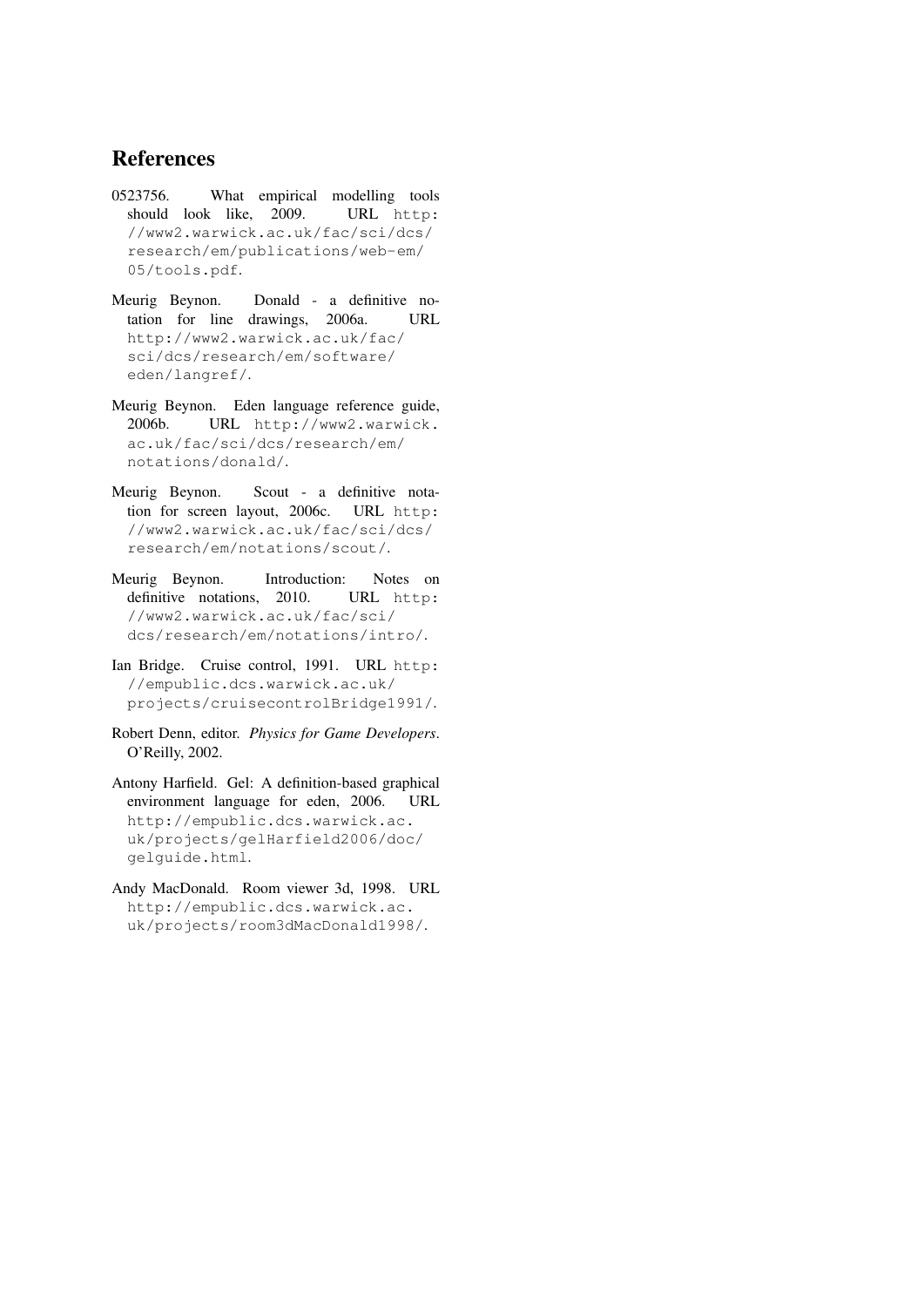## References

0523756. What empirical modelling tools should look like, 2009. URL http://www2.warwick.ac.uk/fac/sci/dcs/research/em/publications/web-em/05/tools.pdf.

Meurig Beynon. Donald - a definitive notation for line drawings, 2006a. URL http://www2.warwick.ac.uk/fac/sci/dcs/research/em/software/eden/langref/.

Meurig Beynon. Eden language reference guide, 2006b. URL http://www2.warwick.ac.uk/fac/sci/dcs/research/em/notations/donald/.

Meurig Beynon. Scout - a definitive notation for screen layout, 2006c. URL http://www2.warwick.ac.uk/fac/sci/dcs/research/em/notations/scout/.

Meurig Beynon. Introduction: Notes on definitive notations, 2010. URL http://www2.warwick.ac.uk/fac/sci/dcs/research/em/notations/intro/.

Ian Bridge. Cruise control, 1991. URL http://empublic.dcs.warwick.ac.uk/projects/cruisecontrolBridge1991/.

Robert Denn, editor. *Physics for Game Developers*. O'Reilly, 2002.

Antony Harfield. Gel: A definition-based graphical environment language for eden, 2006. URL http://empublic.dcs.warwick.ac.uk/projects/gelHarfield2006/doc/gelguide.html.

Andy MacDonald. Room viewer 3d, 1998. URL http://empublic.dcs.warwick.ac.uk/projects/room3dMacDonald1998/.